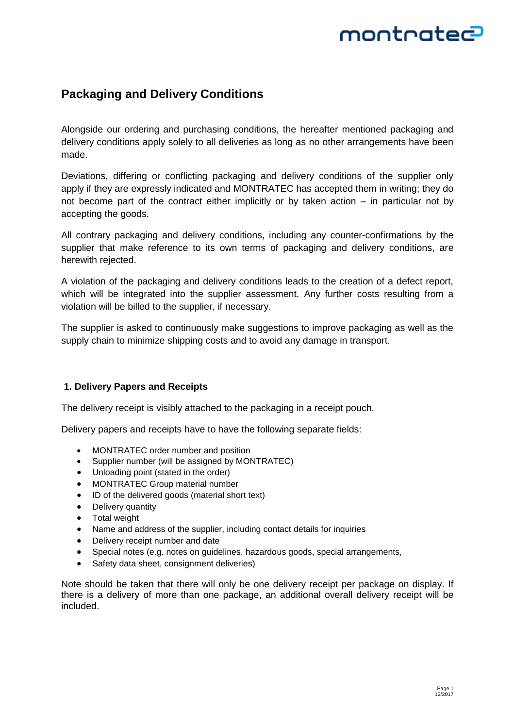# Packaging and Delivery Conditions

Alongside our ordering and purchasing conditions, the hereafter mentioned packaging and delivery conditions apply solely to all deliveries as long as no other arrangements have been made.

Deviations, differing or conflicting packaging and delivery conditions of the supplier only apply if they are expressly indicated and MONTRATEC has accepted them in writing; they do not become part of the contract either implicitly or by taken action – in particular not by accepting the goods.

All contrary packaging and delivery conditions, including any counter-confirmations by the supplier that make reference to its own terms of packaging and delivery conditions, are herewith rejected.

A violation of the packaging and delivery conditions leads to the creation of a defect report, which will be integrated into the supplier assessment. Any further costs resulting from a violation will be billed to the supplier, if necessary.

The supplier is asked to continuously make suggestions to improve packaging as well as the supply chain to minimize shipping costs and to avoid any damage in transport.

## 1. Delivery Papers and Receipts

The delivery receipt is visibly attached to the packaging in a receipt pouch.

Delivery papers and receipts have to have the following separate fields:

- MONTRATEC order number and position
- Supplier number (will be assigned by MONTRATEC)
- Unloading point (stated in the order)
- MONTRATEC Group material number
- ID of the delivered goods (material short text)
- Delivery quantity
- Total weight
- Name and address of the supplier, including contact details for inquiries
- Delivery receipt number and date
- Special notes (e.g. notes on guidelines, hazardous goods, special arrangements,
- Safety data sheet, consignment deliveries)

Note should be taken that there will only be one delivery receipt per package on display. If there is a delivery of more than one package, an additional overall delivery receipt will be included.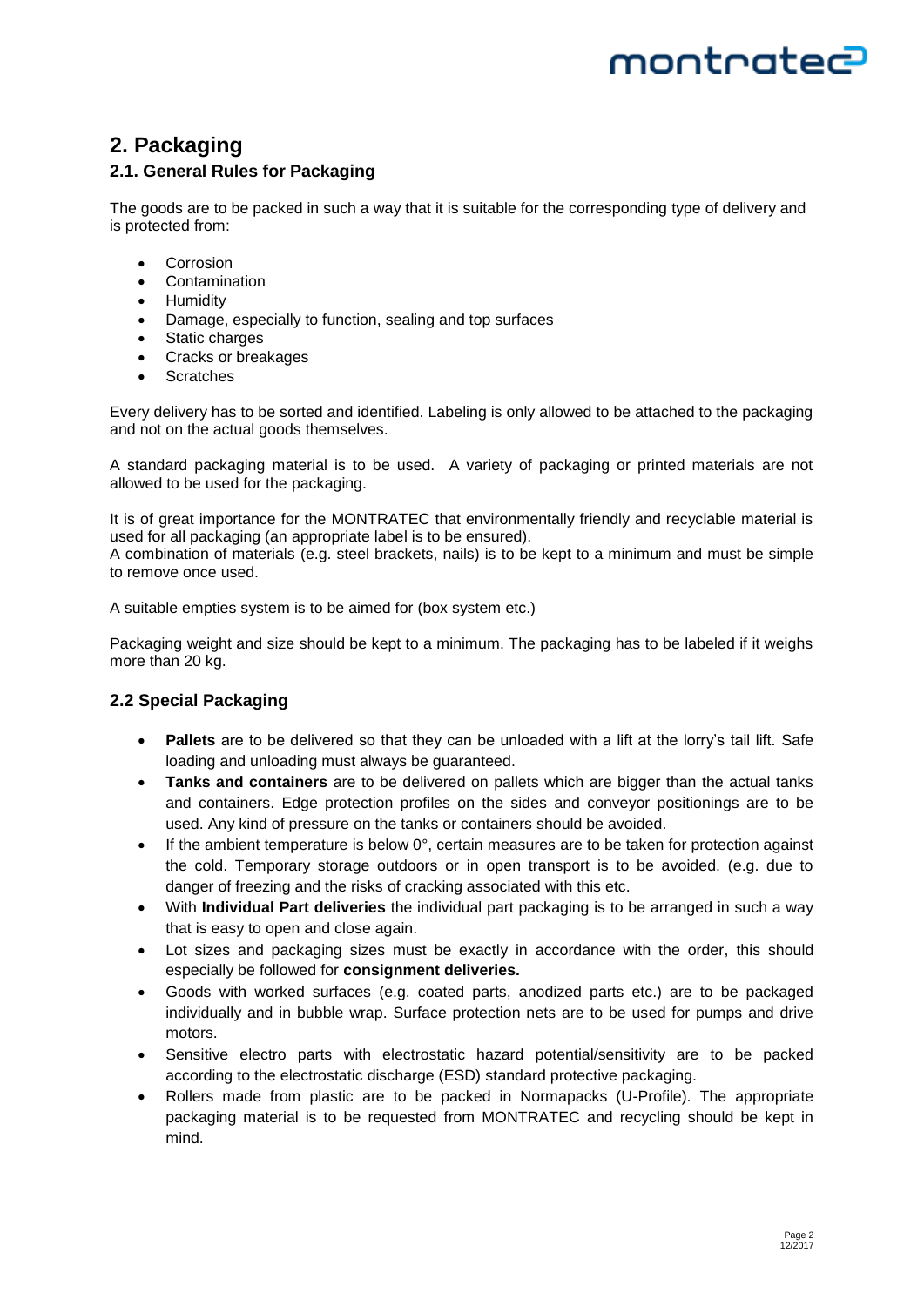## 2. Packaging

### 2.1. General Rules for Packaging

The goods are to be packed in such a way that it is suitable for the corresponding type of delivery and is protected from:

- Corrosion
- Contamination
- Humidity
- Damage, especially to function, sealing and top surfaces
- Static charges
- Cracks or breakages
- Scratches

Every delivery has to be sorted and identified. Labeling is only allowed to be attached to the packaging and not on the actual goods themselves.

A standard packaging material is to be used. A variety of packaging or printed materials are not allowed to be used for the packaging.

It is of great importance for the MONTRATEC that environmentally friendly and recyclable material is used for all packaging (an appropriate label is to be ensured).
A combination of materials (e.g. steel brackets, nails) is to be kept to a minimum and must be simple to remove once used.

A suitable empties system is to be aimed for (box system etc.)

Packaging weight and size should be kept to a minimum. The packaging has to be labeled if it weighs more than 20 kg.

### 2.2 Special Packaging

- **Pallets** are to be delivered so that they can be unloaded with a lift at the lorry's tail lift. Safe loading and unloading must always be guaranteed.
- **Tanks and containers** are to be delivered on pallets which are bigger than the actual tanks and containers. Edge protection profiles on the sides and conveyor positionings are to be used. Any kind of pressure on the tanks or containers should be avoided.
- If the ambient temperature is below 0°, certain measures are to be taken for protection against the cold. Temporary storage outdoors or in open transport is to be avoided. (e.g. due to danger of freezing and the risks of cracking associated with this etc.
- With **Individual Part deliveries** the individual part packaging is to be arranged in such a way that is easy to open and close again.
- Lot sizes and packaging sizes must be exactly in accordance with the order, this should especially be followed for **consignment deliveries.**
- Goods with worked surfaces (e.g. coated parts, anodized parts etc.) are to be packaged individually and in bubble wrap. Surface protection nets are to be used for pumps and drive motors.
- Sensitive electro parts with electrostatic hazard potential/sensitivity are to be packed according to the electrostatic discharge (ESD) standard protective packaging.
- Rollers made from plastic are to be packed in Normapacks (U-Profile). The appropriate packaging material is to be requested from MONTRATEC and recycling should be kept in mind.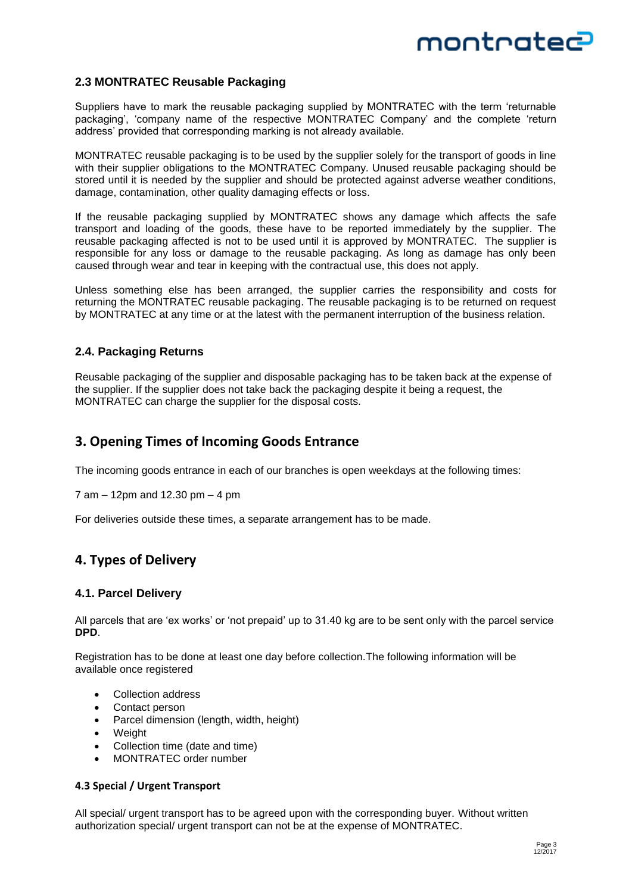### 2.3 MONTRATEC Reusable Packaging

Suppliers have to mark the reusable packaging supplied by MONTRATEC with the term 'returnable packaging', 'company name of the respective MONTRATEC Company' and the complete 'return address' provided that corresponding marking is not already available.

MONTRATEC reusable packaging is to be used by the supplier solely for the transport of goods in line with their supplier obligations to the MONTRATEC Company. Unused reusable packaging should be stored until it is needed by the supplier and should be protected against adverse weather conditions, damage, contamination, other quality damaging effects or loss.

If the reusable packaging supplied by MONTRATEC shows any damage which affects the safe transport and loading of the goods, these have to be reported immediately by the supplier. The reusable packaging affected is not to be used until it is approved by MONTRATEC. The supplier is responsible for any loss or damage to the reusable packaging. As long as damage has only been caused through wear and tear in keeping with the contractual use, this does not apply.

Unless something else has been arranged, the supplier carries the responsibility and costs for returning the MONTRATEC reusable packaging. The reusable packaging is to be returned on request by MONTRATEC at any time or at the latest with the permanent interruption of the business relation.

### 2.4. Packaging Returns

Reusable packaging of the supplier and disposable packaging has to be taken back at the expense of the supplier. If the supplier does not take back the packaging despite it being a request, the MONTRATEC can charge the supplier for the disposal costs.

## 3. Opening Times of Incoming Goods Entrance

The incoming goods entrance in each of our branches is open weekdays at the following times:

7 am – 12pm and 12.30 pm – 4 pm

For deliveries outside these times, a separate arrangement has to be made.

## 4. Types of Delivery

### 4.1. Parcel Delivery

All parcels that are 'ex works' or 'not prepaid' up to 31.40 kg are to be sent only with the parcel service **DPD**.

Registration has to be done at least one day before collection.The following information will be available once registered

- Collection address
- Contact person
- Parcel dimension (length, width, height)
- Weight
- Collection time (date and time)
- MONTRATEC order number

#### 4.3 Special / Urgent Transport

All special/ urgent transport has to be agreed upon with the corresponding buyer. Without written authorization special/ urgent transport can not be at the expense of MONTRATEC.